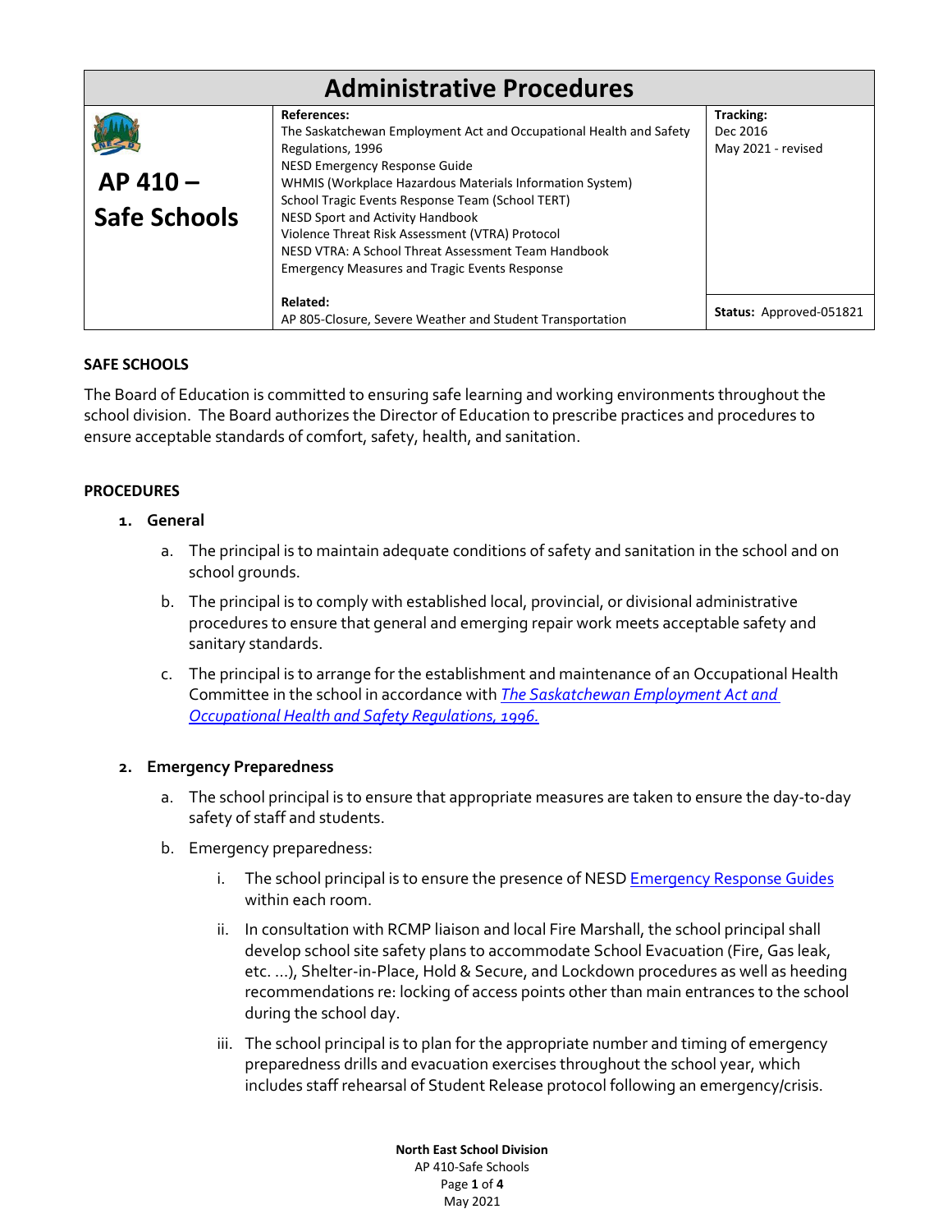# Administrative Procedures

| AP 410 – Safe Schools | **References:** The Saskatchewan Employment Act and Occupational Health and Safety Regulations, 1996<br>NESD Emergency Response Guide<br>WHMIS (Workplace Hazardous Materials Information System)<br>School Tragic Events Response Team (School TERT)<br>NESD Sport and Activity Handbook<br>Violence Threat Risk Assessment (VTRA) Protocol<br>NESD VTRA: A School Threat Assessment Team Handbook<br>Emergency Measures and Tragic Events Response | **Tracking:**<br>Dec 2016<br>May 2021 - revised |
| --- | --- | --- |
| | **Related:**<br>AP 805-Closure, Severe Weather and Student Transportation | **Status:** Approved-051821 |

## SAFE SCHOOLS

The Board of Education is committed to ensuring safe learning and working environments throughout the school division. The Board authorizes the Director of Education to prescribe practices and procedures to ensure acceptable standards of comfort, safety, health, and sanitation.

## PROCEDURES

1. **General**
   a. The principal is to maintain adequate conditions of safety and sanitation in the school and on school grounds.
   b. The principal is to comply with established local, provincial, or divisional administrative procedures to ensure that general and emerging repair work meets acceptable safety and sanitary standards.
   c. The principal is to arrange for the establishment and maintenance of an Occupational Health Committee in the school in accordance with *The Saskatchewan Employment Act and Occupational Health and Safety Regulations, 1996.*

2. **Emergency Preparedness**
   a. The school principal is to ensure that appropriate measures are taken to ensure the day-to-day safety of staff and students.
   b. Emergency preparedness:
      i. The school principal is to ensure the presence of NESD Emergency Response Guides within each room.
      ii. In consultation with RCMP liaison and local Fire Marshall, the school principal shall develop school site safety plans to accommodate School Evacuation (Fire, Gas leak, etc. …), Shelter-in-Place, Hold & Secure, and Lockdown procedures as well as heeding recommendations re: locking of access points other than main entrances to the school during the school day.
      iii. The school principal is to plan for the appropriate number and timing of emergency preparedness drills and evacuation exercises throughout the school year, which includes staff rehearsal of Student Release protocol following an emergency/crisis.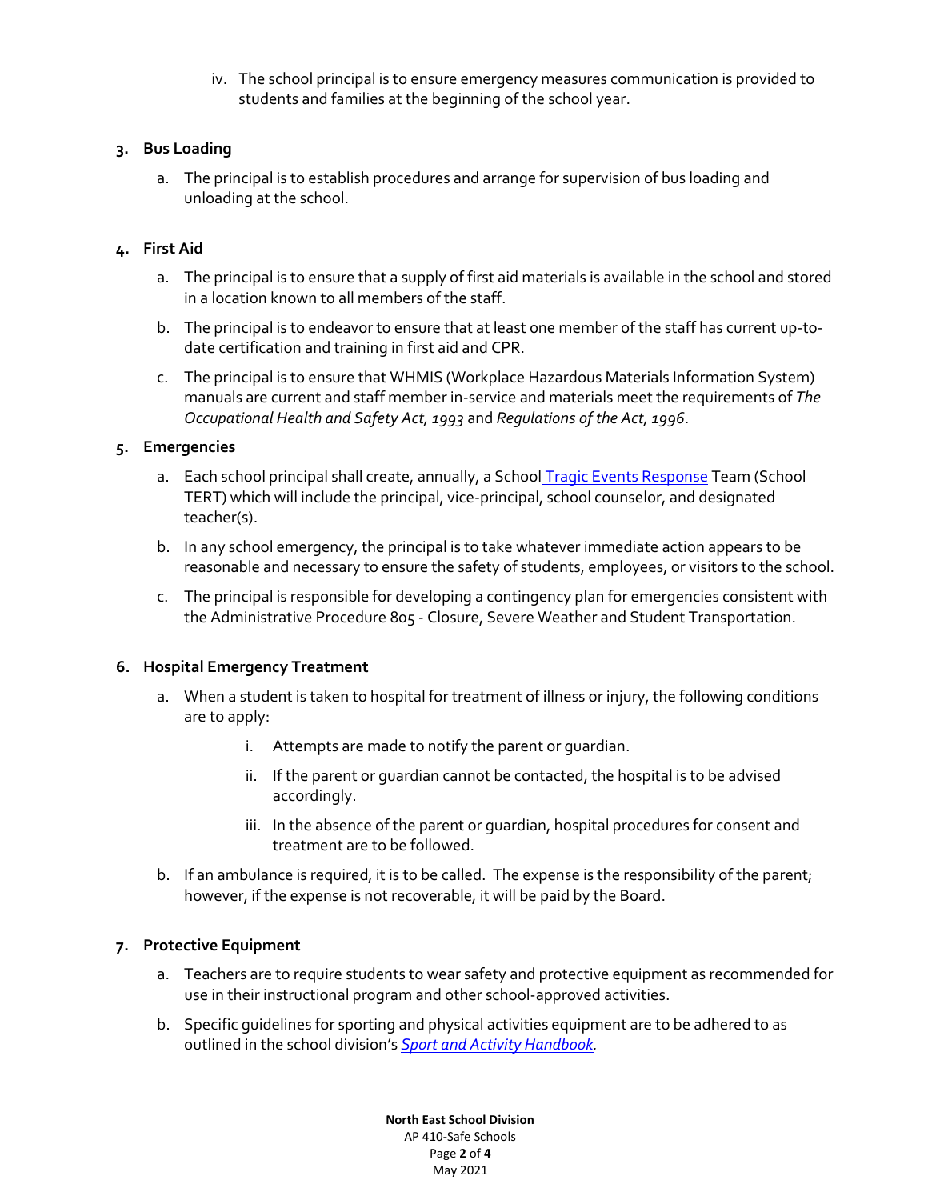iv. The school principal is to ensure emergency measures communication is provided to students and families at the beginning of the school year.

**3. Bus Loading**

   a. The principal is to establish procedures and arrange for supervision of bus loading and unloading at the school.

**4. First Aid**

   a. The principal is to ensure that a supply of first aid materials is available in the school and stored in a location known to all members of the staff.

   b. The principal is to endeavor to ensure that at least one member of the staff has current up-to-date certification and training in first aid and CPR.

   c. The principal is to ensure that WHMIS (Workplace Hazardous Materials Information System) manuals are current and staff member in-service and materials meet the requirements of *The Occupational Health and Safety Act, 1993* and *Regulations of the Act, 1996*.

**5. Emergencies**

   a. Each school principal shall create, annually, a School Tragic Events Response Team (School TERT) which will include the principal, vice-principal, school counselor, and designated teacher(s).

   b. In any school emergency, the principal is to take whatever immediate action appears to be reasonable and necessary to ensure the safety of students, employees, or visitors to the school.

   c. The principal is responsible for developing a contingency plan for emergencies consistent with the Administrative Procedure 805 - Closure, Severe Weather and Student Transportation.

**6. Hospital Emergency Treatment**

   a. When a student is taken to hospital for treatment of illness or injury, the following conditions are to apply:

      i. Attempts are made to notify the parent or guardian.

      ii. If the parent or guardian cannot be contacted, the hospital is to be advised accordingly.

      iii. In the absence of the parent or guardian, hospital procedures for consent and treatment are to be followed.

   b. If an ambulance is required, it is to be called. The expense is the responsibility of the parent; however, if the expense is not recoverable, it will be paid by the Board.

**7. Protective Equipment**

   a. Teachers are to require students to wear safety and protective equipment as recommended for use in their instructional program and other school-approved activities.

   b. Specific guidelines for sporting and physical activities equipment are to be adhered to as outlined in the school division's *Sport and Activity Handbook*.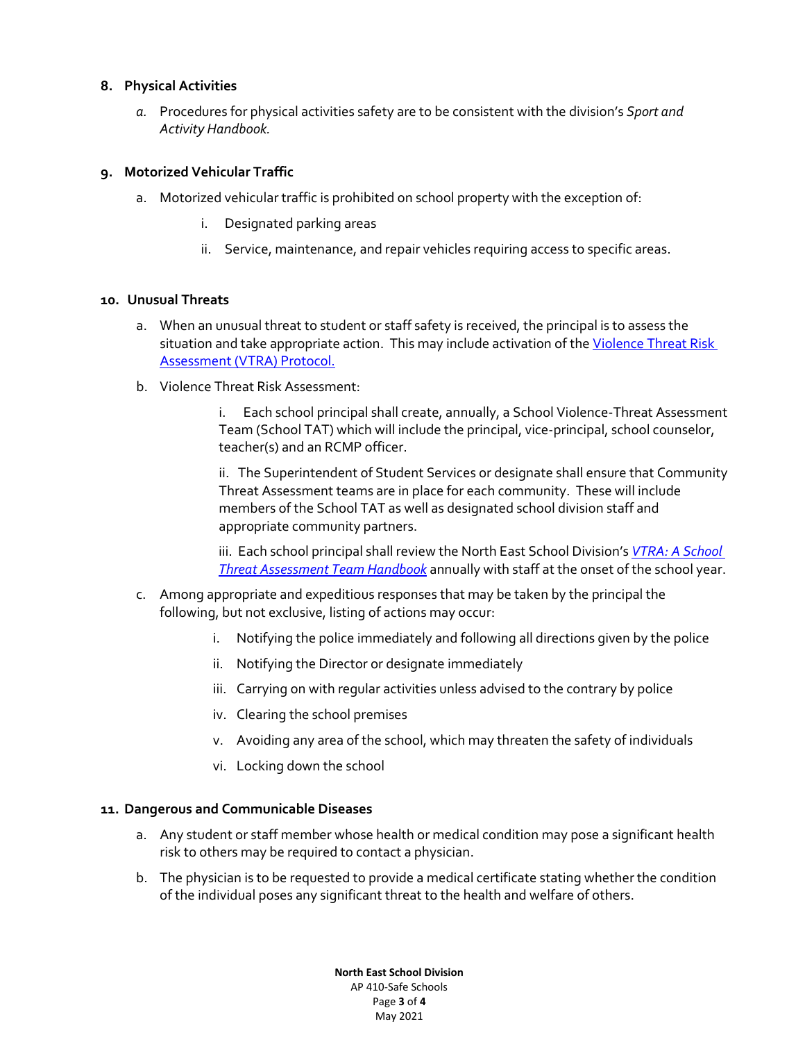## 8. Physical Activities

*a.* Procedures for physical activities safety are to be consistent with the division's *Sport and Activity Handbook.*

## 9. Motorized Vehicular Traffic

a. Motorized vehicular traffic is prohibited on school property with the exception of:

   i. Designated parking areas

   ii. Service, maintenance, and repair vehicles requiring access to specific areas.

## 10. Unusual Threats

a. When an unusual threat to student or staff safety is received, the principal is to assess the situation and take appropriate action. This may include activation of the [Violence Threat Risk Assessment (VTRA) Protocol.]()

b. Violence Threat Risk Assessment:

   i. Each school principal shall create, annually, a School Violence-Threat Assessment Team (School TAT) which will include the principal, vice-principal, school counselor, teacher(s) and an RCMP officer.

   ii. The Superintendent of Student Services or designate shall ensure that Community Threat Assessment teams are in place for each community. These will include members of the School TAT as well as designated school division staff and appropriate community partners.

   iii. Each school principal shall review the North East School Division's [*VTRA: A School Threat Assessment Team Handbook*]() annually with staff at the onset of the school year.

c. Among appropriate and expeditious responses that may be taken by the principal the following, but not exclusive, listing of actions may occur:

   i. Notifying the police immediately and following all directions given by the police

   ii. Notifying the Director or designate immediately

   iii. Carrying on with regular activities unless advised to the contrary by police

   iv. Clearing the school premises

   v. Avoiding any area of the school, which may threaten the safety of individuals

   vi. Locking down the school

## 11. Dangerous and Communicable Diseases

a. Any student or staff member whose health or medical condition may pose a significant health risk to others may be required to contact a physician.

b. The physician is to be requested to provide a medical certificate stating whether the condition of the individual poses any significant threat to the health and welfare of others.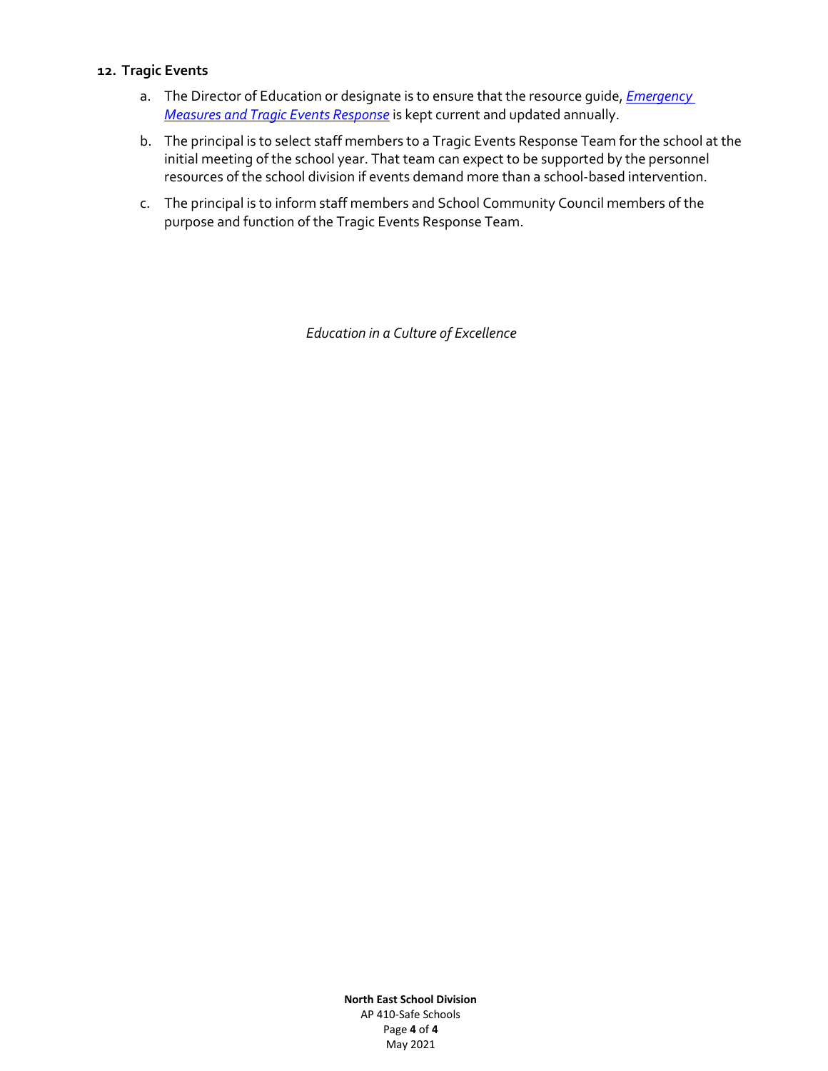**12. Tragic Events**

a. The Director of Education or designate is to ensure that the resource guide, *Emergency Measures and Tragic Events Response* is kept current and updated annually.

b. The principal is to select staff members to a Tragic Events Response Team for the school at the initial meeting of the school year. That team can expect to be supported by the personnel resources of the school division if events demand more than a school-based intervention.

c. The principal is to inform staff members and School Community Council members of the purpose and function of the Tragic Events Response Team.

*Education in a Culture of Excellence*